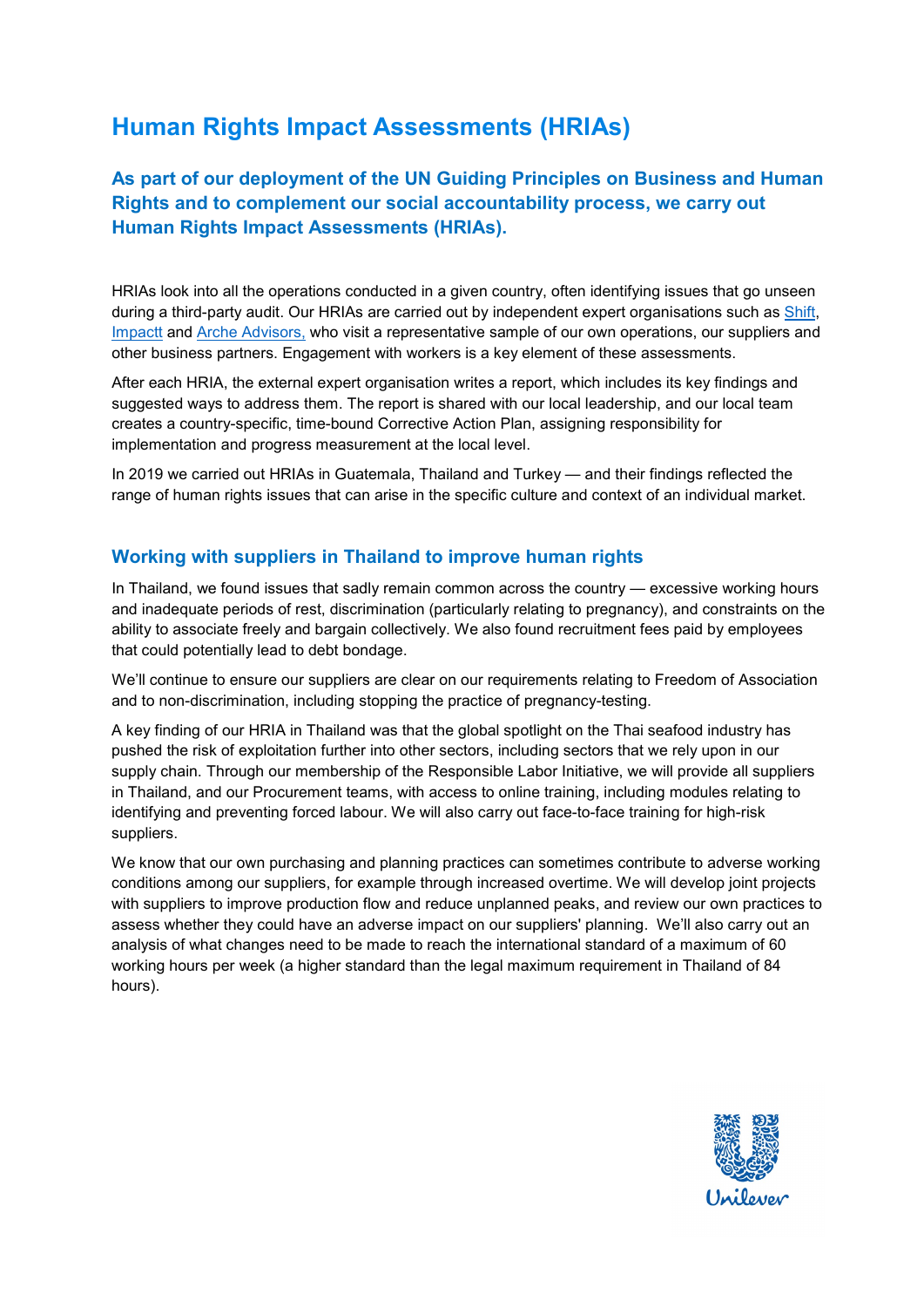# Human Rights Impact Assessments (HRIAs)

## As part of our deployment of the UN Guiding Principles on Business and Human Rights and to complement our social accountability process, we carry out Human Rights Impact Assessments (HRIAs).

HRIAs look into all the operations conducted in a given country, often identifying issues that go unseen during a third-party audit. Our HRIAs are carried out by independent expert organisations such as Shift, Impactt and Arche Advisors, who visit a representative sample of our own operations, our suppliers and other business partners. Engagement with workers is a key element of these assessments.

After each HRIA, the external expert organisation writes a report, which includes its key findings and suggested ways to address them. The report is shared with our local leadership, and our local team creates a country-specific, time-bound Corrective Action Plan, assigning responsibility for implementation and progress measurement at the local level.

In 2019 we carried out HRIAs in Guatemala, Thailand and Turkey — and their findings reflected the range of human rights issues that can arise in the specific culture and context of an individual market.

### Working with suppliers in Thailand to improve human rights

In Thailand, we found issues that sadly remain common across the country — excessive working hours and inadequate periods of rest, discrimination (particularly relating to pregnancy), and constraints on the ability to associate freely and bargain collectively. We also found recruitment fees paid by employees that could potentially lead to debt bondage.

We'll continue to ensure our suppliers are clear on our requirements relating to Freedom of Association and to non-discrimination, including stopping the practice of pregnancy-testing.

A key finding of our HRIA in Thailand was that the global spotlight on the Thai seafood industry has pushed the risk of exploitation further into other sectors, including sectors that we rely upon in our supply chain. Through our membership of the Responsible Labor Initiative, we will provide all suppliers in Thailand, and our Procurement teams, with access to online training, including modules relating to identifying and preventing forced labour. We will also carry out face-to-face training for high-risk suppliers.

We know that our own purchasing and planning practices can sometimes contribute to adverse working conditions among our suppliers, for example through increased overtime. We will develop joint projects with suppliers to improve production flow and reduce unplanned peaks, and review our own practices to assess whether they could have an adverse impact on our suppliers' planning. We'll also carry out an analysis of what changes need to be made to reach the international standard of a maximum of 60 working hours per week (a higher standard than the legal maximum requirement in Thailand of 84 hours).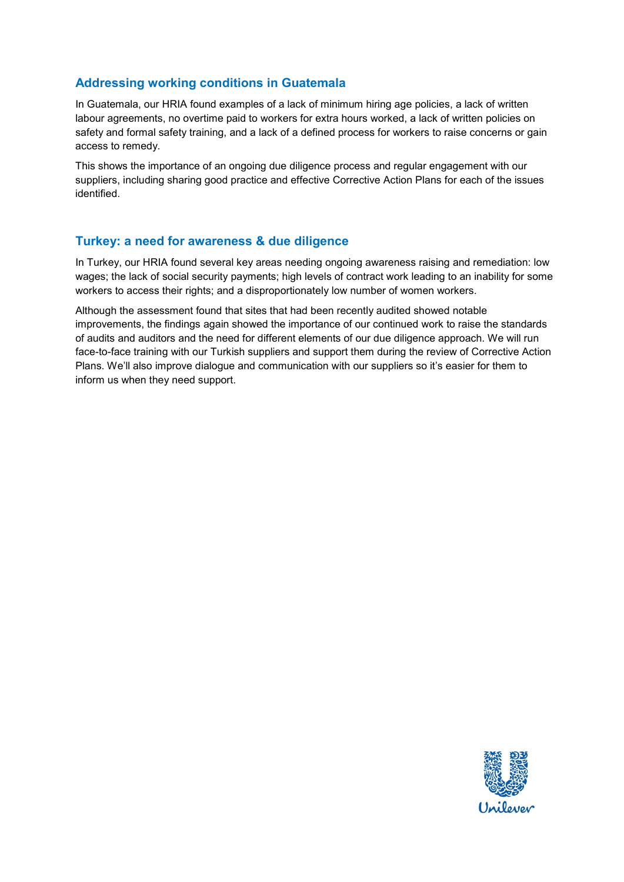## Addressing working conditions in Guatemala

In Guatemala, our HRIA found examples of a lack of minimum hiring age policies, a lack of written labour agreements, no overtime paid to workers for extra hours worked, a lack of written policies on safety and formal safety training, and a lack of a defined process for workers to raise concerns or gain access to remedy.

This shows the importance of an ongoing due diligence process and regular engagement with our suppliers, including sharing good practice and effective Corrective Action Plans for each of the issues identified.

## Turkey: a need for awareness & due diligence

In Turkey, our HRIA found several key areas needing ongoing awareness raising and remediation: low wages; the lack of social security payments; high levels of contract work leading to an inability for some workers to access their rights; and a disproportionately low number of women workers.

Although the assessment found that sites that had been recently audited showed notable improvements, the findings again showed the importance of our continued work to raise the standards of audits and auditors and the need for different elements of our due diligence approach. We will run face-to-face training with our Turkish suppliers and support them during the review of Corrective Action Plans. We'll also improve dialogue and communication with our suppliers so it's easier for them to inform us when they need support.